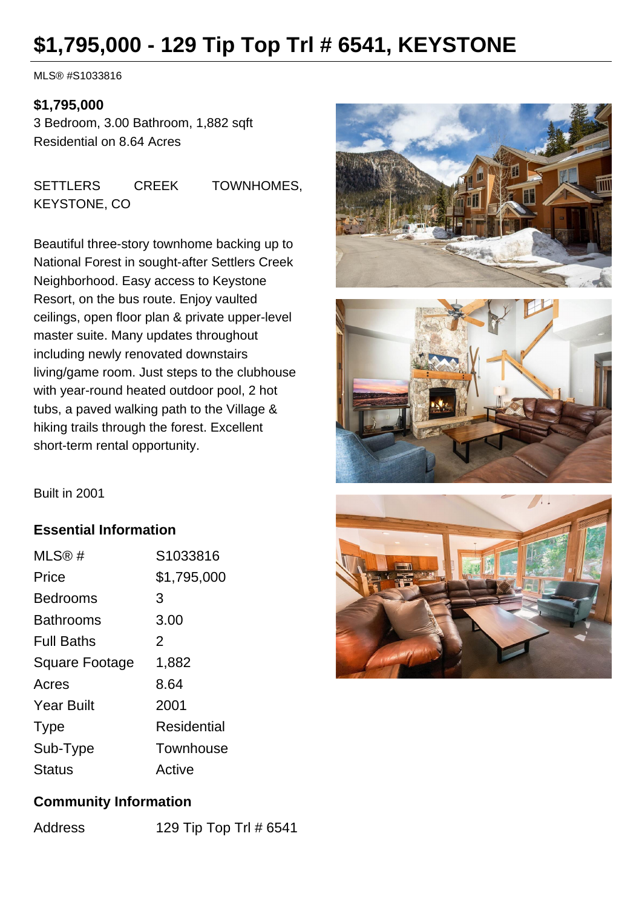# $1,795,000 - 129 Tip Top Trl # 6541, KEYSTONE

MLS® #S1033816

**$1,795,000**

3 Bedroom, 3.00 Bathroom, 1,882 sqft
Residential on 8.64 Acres

SETTLERS CREEK TOWNHOMES, KEYSTONE, CO

Beautiful three-story townhome backing up to National Forest in sought-after Settlers Creek Neighborhood. Easy access to Keystone Resort, on the bus route. Enjoy vaulted ceilings, open floor plan & private upper-level master suite. Many updates throughout including newly renovated downstairs living/game room. Just steps to the clubhouse with year-round heated outdoor pool, 2 hot tubs, a paved walking path to the Village & hiking trails through the forest. Excellent short-term rental opportunity.

Built in 2001

## Essential Information

| | |
|---|---|
| MLS® # | S1033816 |
| Price | $1,795,000 |
| Bedrooms | 3 |
| Bathrooms | 3.00 |
| Full Baths | 2 |
| Square Footage | 1,882 |
| Acres | 8.64 |
| Year Built | 2001 |
| Type | Residential |
| Sub-Type | Townhouse |
| Status | Active |

## Community Information

| | |
|---|---|
| Address | 129 Tip Top Trl # 6541 |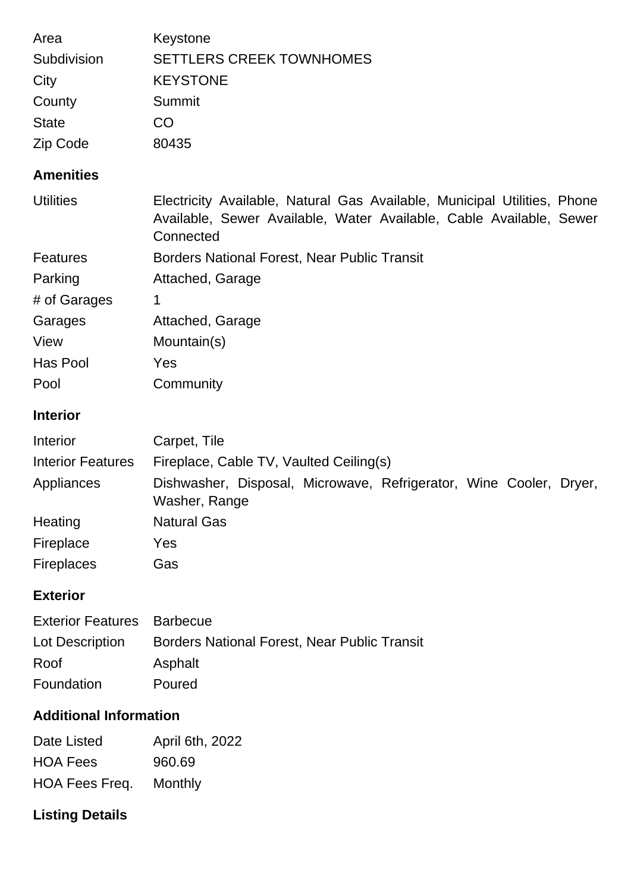| | |
|---|---|
| Area | Keystone |
| Subdivision | SETTLERS CREEK TOWNHOMES |
| City | KEYSTONE |
| County | Summit |
| State | CO |
| Zip Code | 80435 |

### Amenities

| | |
|---|---|
| Utilities | Electricity Available, Natural Gas Available, Municipal Utilities, Phone Available, Sewer Available, Water Available, Cable Available, Sewer Connected |
| Features | Borders National Forest, Near Public Transit |
| Parking | Attached, Garage |
| # of Garages | 1 |
| Garages | Attached, Garage |
| View | Mountain(s) |
| Has Pool | Yes |
| Pool | Community |

### Interior

| | |
|---|---|
| Interior | Carpet, Tile |
| Interior Features | Fireplace, Cable TV, Vaulted Ceiling(s) |
| Appliances | Dishwasher, Disposal, Microwave, Refrigerator, Wine Cooler, Dryer, Washer, Range |
| Heating | Natural Gas |
| Fireplace | Yes |
| Fireplaces | Gas |

### Exterior

| | |
|---|---|
| Exterior Features | Barbecue |
| Lot Description | Borders National Forest, Near Public Transit |
| Roof | Asphalt |
| Foundation | Poured |

### Additional Information

| | |
|---|---|
| Date Listed | April 6th, 2022 |
| HOA Fees | 960.69 |
| HOA Fees Freq. | Monthly |

### Listing Details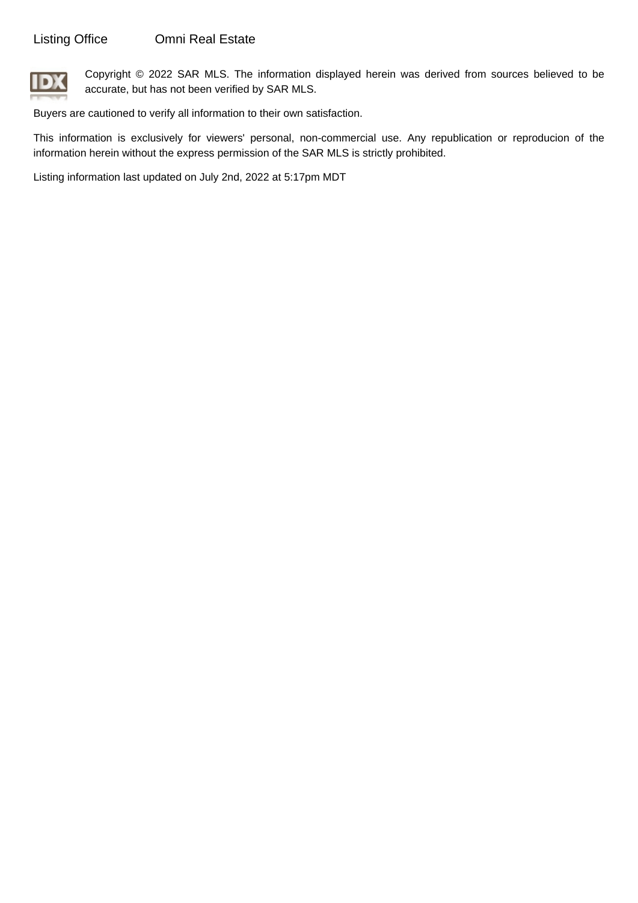| | |
|---|---|
| Listing Office | Omni Real Estate |

Copyright © 2022 SAR MLS. The information displayed herein was derived from sources believed to be accurate, but has not been verified by SAR MLS.

Buyers are cautioned to verify all information to their own satisfaction.

This information is exclusively for viewers' personal, non-commercial use. Any republication or reproducion of the information herein without the express permission of the SAR MLS is strictly prohibited.

Listing information last updated on July 2nd, 2022 at 5:17pm MDT